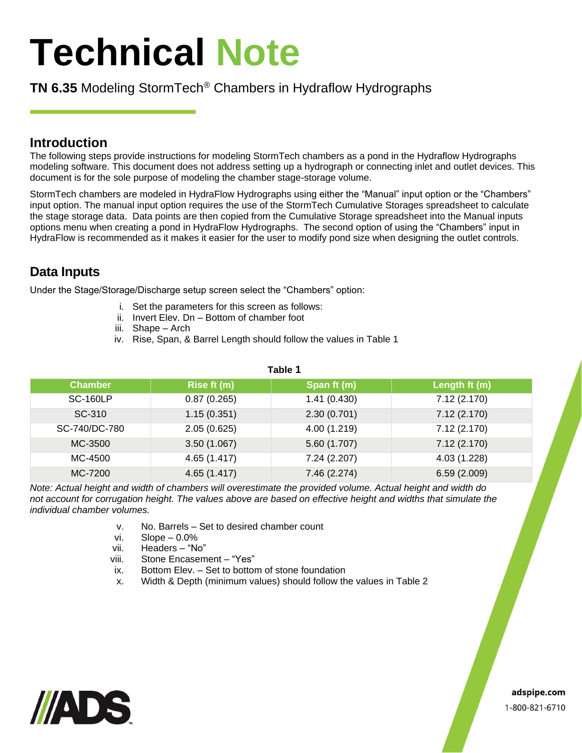# Technical Note

**TN 6.35** Modeling StormTech® Chambers in Hydraflow Hydrographs

## Introduction

The following steps provide instructions for modeling StormTech chambers as a pond in the Hydraflow Hydrographs modeling software. This document does not address setting up a hydrograph or connecting inlet and outlet devices. This document is for the sole purpose of modeling the chamber stage-storage volume.

StormTech chambers are modeled in HydraFlow Hydrographs using either the "Manual" input option or the "Chambers" input option. The manual input option requires the use of the StormTech Cumulative Storages spreadsheet to calculate the stage storage data. Data points are then copied from the Cumulative Storage spreadsheet into the Manual inputs options menu when creating a pond in HydraFlow Hydrographs. The second option of using the "Chambers" input in HydraFlow is recommended as it makes it easier for the user to modify pond size when designing the outlet controls.

## Data Inputs

Under the Stage/Storage/Discharge setup screen select the "Chambers" option:

i. Set the parameters for this screen as follows:
ii. Invert Elev. Dn – Bottom of chamber foot
iii. Shape – Arch
iv. Rise, Span, & Barrel Length should follow the values in Table 1

**Table 1**

| Chamber | Rise ft (m) | Span ft (m) | Length ft (m) |
|---|---|---|---|
| SC-160LP | 0.87 (0.265) | 1.41 (0.430) | 7.12 (2.170) |
| SC-310 | 1.15 (0.351) | 2.30 (0.701) | 7.12 (2.170) |
| SC-740/DC-780 | 2.05 (0.625) | 4.00 (1.219) | 7.12 (2.170) |
| MC-3500 | 3.50 (1.067) | 5.60 (1.707) | 7.12 (2.170) |
| MC-4500 | 4.65 (1.417) | 7.24 (2.207) | 4.03 (1.228) |
| MC-7200 | 4.65 (1.417) | 7.46 (2.274) | 6.59 (2.009) |

*Note: Actual height and width of chambers will overestimate the provided volume. Actual height and width do not account for corrugation height. The values above are based on effective height and widths that simulate the individual chamber volumes.*

v. No. Barrels – Set to desired chamber count
vi. Slope – 0.0%
vii. Headers – "No"
viii. Stone Encasement – "Yes"
ix. Bottom Elev. – Set to bottom of stone foundation
x. Width & Depth (minimum values) should follow the values in Table 2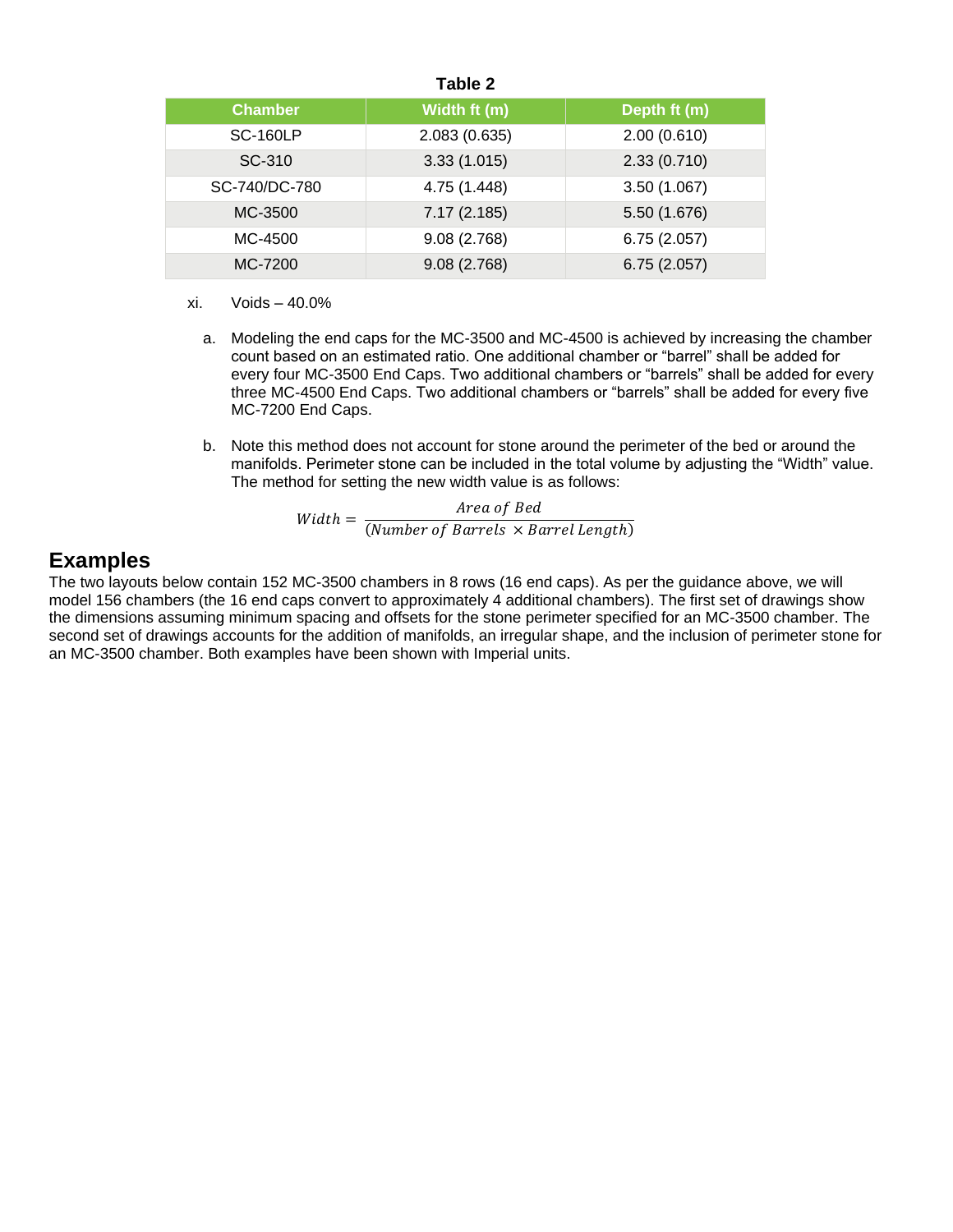**Table 2**

| Chamber | Width ft (m) | Depth ft (m) |
|---|---|---|
| SC-160LP | 2.083 (0.635) | 2.00 (0.610) |
| SC-310 | 3.33 (1.015) | 2.33 (0.710) |
| SC-740/DC-780 | 4.75 (1.448) | 3.50 (1.067) |
| MC-3500 | 7.17 (2.185) | 5.50 (1.676) |
| MC-4500 | 9.08 (2.768) | 6.75 (2.057) |
| MC-7200 | 9.08 (2.768) | 6.75 (2.057) |

xi. Voids – 40.0%

a. Modeling the end caps for the MC-3500 and MC-4500 is achieved by increasing the chamber count based on an estimated ratio. One additional chamber or "barrel" shall be added for every four MC-3500 End Caps. Two additional chambers or "barrels" shall be added for every three MC-4500 End Caps. Two additional chambers or "barrels" shall be added for every five MC-7200 End Caps.

b. Note this method does not account for stone around the perimeter of the bed or around the manifolds. Perimeter stone can be included in the total volume by adjusting the "Width" value. The method for setting the new width value is as follows:

$$Width = \frac{Area\ of\ Bed}{(Number\ of\ Barrels\ \times Barrel\ Length)}$$

## Examples

The two layouts below contain 152 MC-3500 chambers in 8 rows (16 end caps). As per the guidance above, we will model 156 chambers (the 16 end caps convert to approximately 4 additional chambers). The first set of drawings show the dimensions assuming minimum spacing and offsets for the stone perimeter specified for an MC-3500 chamber. The second set of drawings accounts for the addition of manifolds, an irregular shape, and the inclusion of perimeter stone for an MC-3500 chamber. Both examples have been shown with Imperial units.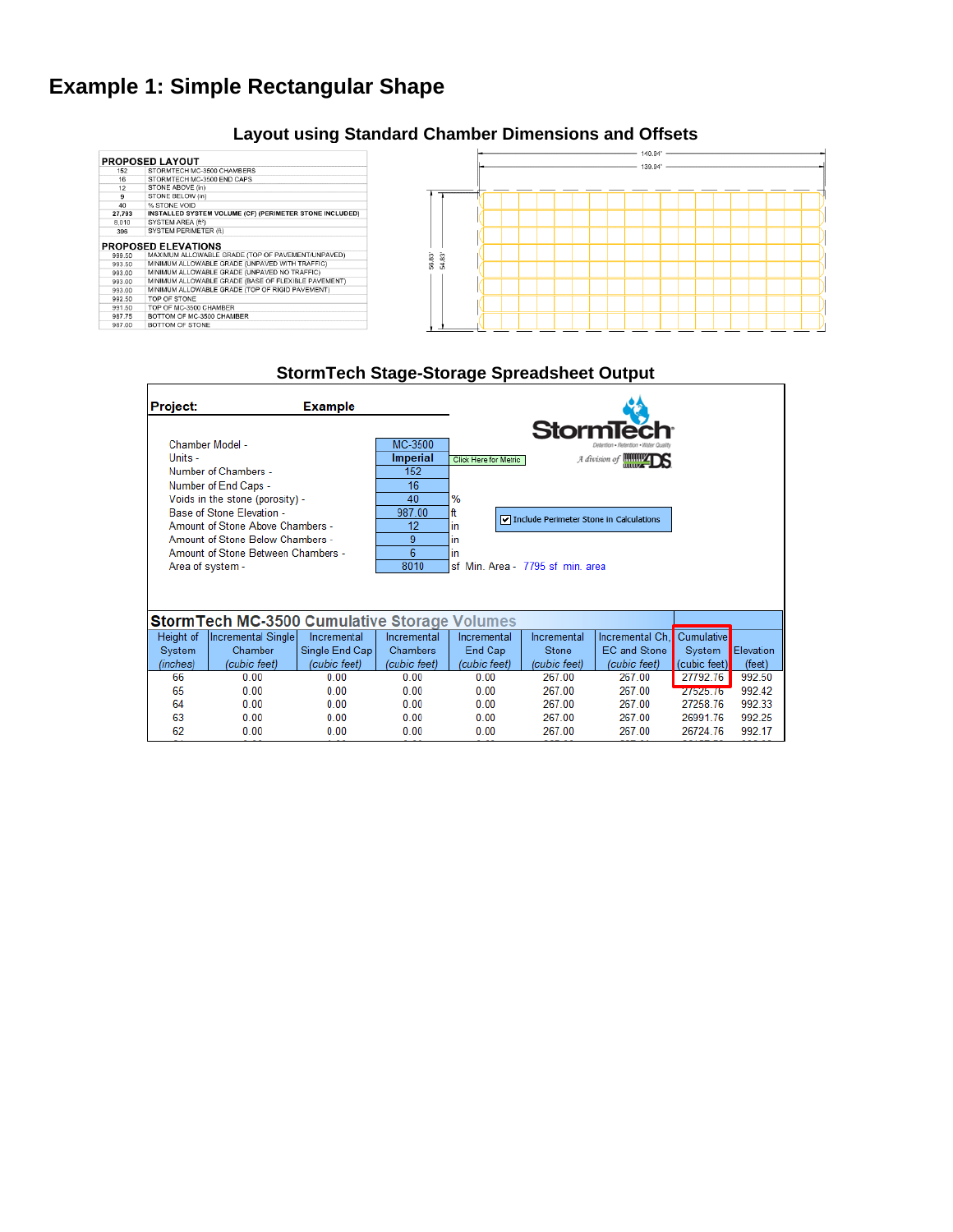# Example 1: Simple Rectangular Shape

## Layout using Standard Chamber Dimensions and Offsets

**PROPOSED LAYOUT**

| | |
|---|---|
| 152 | STORMTECH MC-3500 CHAMBERS |
| 16 | STORMTECH MC-3500 END CAPS |
| 12 | STONE ABOVE (in) |
| 9 | STONE BELOW (in) |
| 40 | % STONE VOID |
| **27,793** | **INSTALLED SYSTEM VOLUME (CF) (PERIMETER STONE INCLUDED)** |
| 8,010 | SYSTEM AREA (ft²) |
| 396 | SYSTEM PERIMETER (ft) |

**PROPOSED ELEVATIONS**

| | |
|---|---|
| 999.50 | MAXIMUM ALLOWABLE GRADE (TOP OF PAVEMENT/UNPAVED) |
| 993.50 | MINIMUM ALLOWABLE GRADE (UNPAVED WITH TRAFFIC) |
| 993.00 | MINIMUM ALLOWABLE GRADE (UNPAVED NO TRAFFIC) |
| 993.00 | MINIMUM ALLOWABLE GRADE (BASE OF FLEXIBLE PAVEMENT) |
| 993.00 | MINIMUM ALLOWABLE GRADE (TOP OF RIGID PAVEMENT) |
| 992.50 | TOP OF STONE |
| 991.50 | TOP OF MC-3500 CHAMBER |
| 987.75 | BOTTOM OF MC-3500 CHAMBER |
| 987.00 | BOTTOM OF STONE |

140.84' 139.84' 56.83' 54.83'

## StormTech Stage-Storage Spreadsheet Output

**Project:** **Example**

| | | |
|---|---|---|
| Chamber Model - | MC-3500 | |
| Units - | **Imperial** | Click Here for Metric |
| Number of Chambers - | 152 | |
| Number of End Caps - | 16 | |
| Voids in the stone (porosity) - | 40 | % |
| Base of Stone Elevation - | 987.00 | ft |
| Amount of Stone Above Chambers - | 12 | in |
| Amount of Stone Below Chambers - | 9 | in |
| Amount of Stone Between Chambers - | 6 | in |
| Area of system - | 8010 | sf Min. Area - 7795 sf min. area |

☑ Include Perimeter Stone in Calculations

StormTech — Detention • Retention • Water Quality — A division of ADS

**StormTech MC-3500 Cumulative Storage Volumes**

| Height of System (inches) | Incremental Single Chamber (cubic feet) | Incremental Single End Cap (cubic feet) | Incremental Chambers (cubic feet) | Incremental End Cap (cubic feet) | Incremental Stone (cubic feet) | Incremental Ch, EC and Stone (cubic feet) | Cumulative System (cubic feet) | Elevation (feet) |
|---|---|---|---|---|---|---|---|---|
| 66 | 0.00 | 0.00 | 0.00 | 0.00 | 267.00 | 267.00 | 27792.76 | 992.50 |
| 65 | 0.00 | 0.00 | 0.00 | 0.00 | 267.00 | 267.00 | 27525.76 | 992.42 |
| 64 | 0.00 | 0.00 | 0.00 | 0.00 | 267.00 | 267.00 | 27258.76 | 992.33 |
| 63 | 0.00 | 0.00 | 0.00 | 0.00 | 267.00 | 267.00 | 26991.76 | 992.25 |
| 62 | 0.00 | 0.00 | 0.00 | 0.00 | 267.00 | 267.00 | 26724.76 | 992.17 |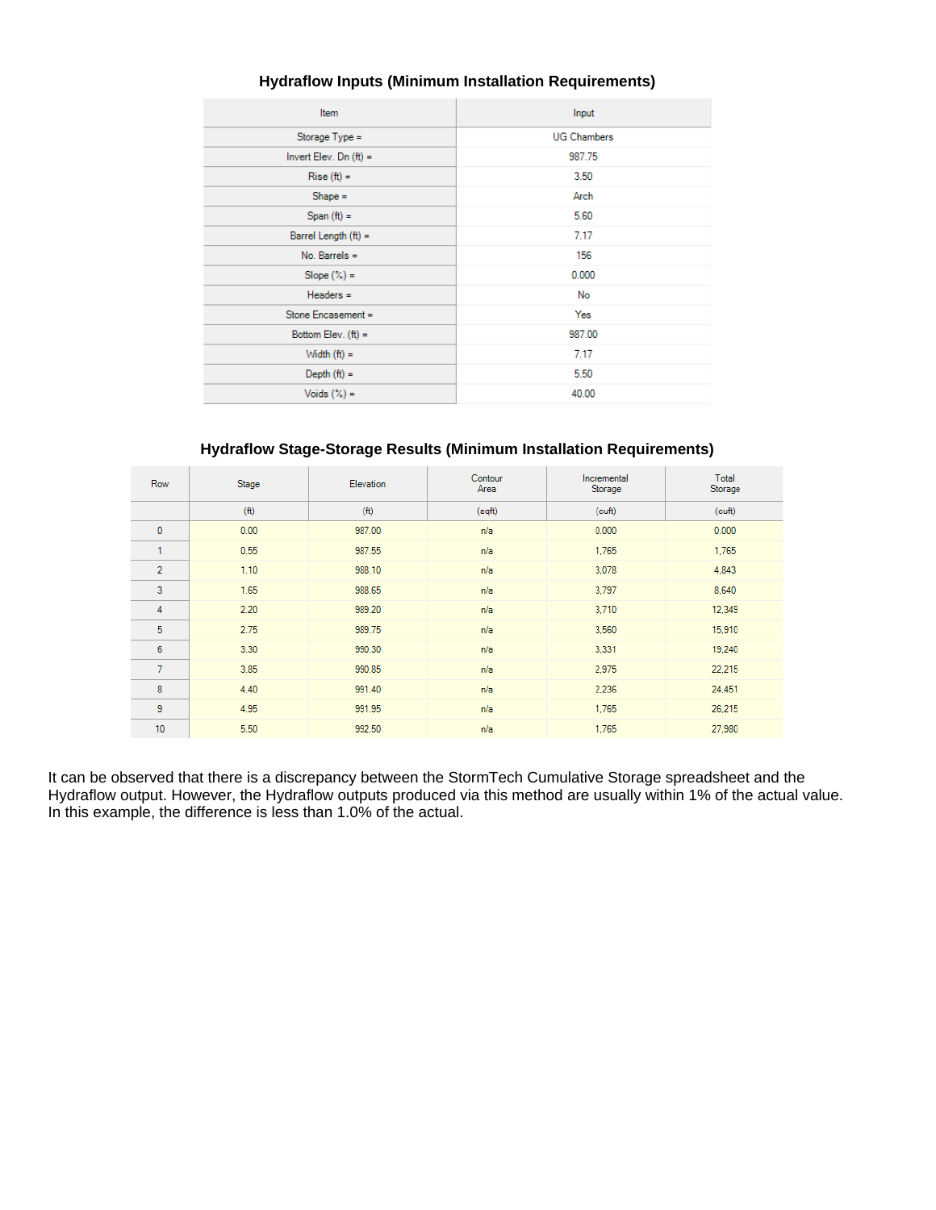### Hydraflow Inputs (Minimum Installation Requirements)

| Item | Input |
| --- | --- |
| Storage Type = | UG Chambers |
| Invert Elev. Dn (ft) = | 987.75 |
| Rise (ft) = | 3.50 |
| Shape = | Arch |
| Span (ft) = | 5.60 |
| Barrel Length (ft) = | 7.17 |
| No. Barrels = | 156 |
| Slope (%) = | 0.000 |
| Headers = | No |
| Stone Encasement = | Yes |
| Bottom Elev. (ft) = | 987.00 |
| Width (ft) = | 7.17 |
| Depth (ft) = | 5.50 |
| Voids (%) = | 40.00 |

### Hydraflow Stage-Storage Results (Minimum Installation Requirements)

| Row | Stage | Elevation | Contour Area | Incremental Storage | Total Storage |
| --- | --- | --- | --- | --- | --- |
| | (ft) | (ft) | (sqft) | (cuft) | (cuft) |
| 0 | 0.00 | 987.00 | n/a | 0.000 | 0.000 |
| 1 | 0.55 | 987.55 | n/a | 1,765 | 1,765 |
| 2 | 1.10 | 988.10 | n/a | 3,078 | 4,843 |
| 3 | 1.65 | 988.65 | n/a | 3,797 | 8,640 |
| 4 | 2.20 | 989.20 | n/a | 3,710 | 12,349 |
| 5 | 2.75 | 989.75 | n/a | 3,560 | 15,910 |
| 6 | 3.30 | 990.30 | n/a | 3,331 | 19,240 |
| 7 | 3.85 | 990.85 | n/a | 2,975 | 22,215 |
| 8 | 4.40 | 991.40 | n/a | 2,236 | 24,451 |
| 9 | 4.95 | 991.95 | n/a | 1,765 | 26,215 |
| 10 | 5.50 | 992.50 | n/a | 1,765 | 27,980 |

It can be observed that there is a discrepancy between the StormTech Cumulative Storage spreadsheet and the Hydraflow output. However, the Hydraflow outputs produced via this method are usually within 1% of the actual value. In this example, the difference is less than 1.0% of the actual.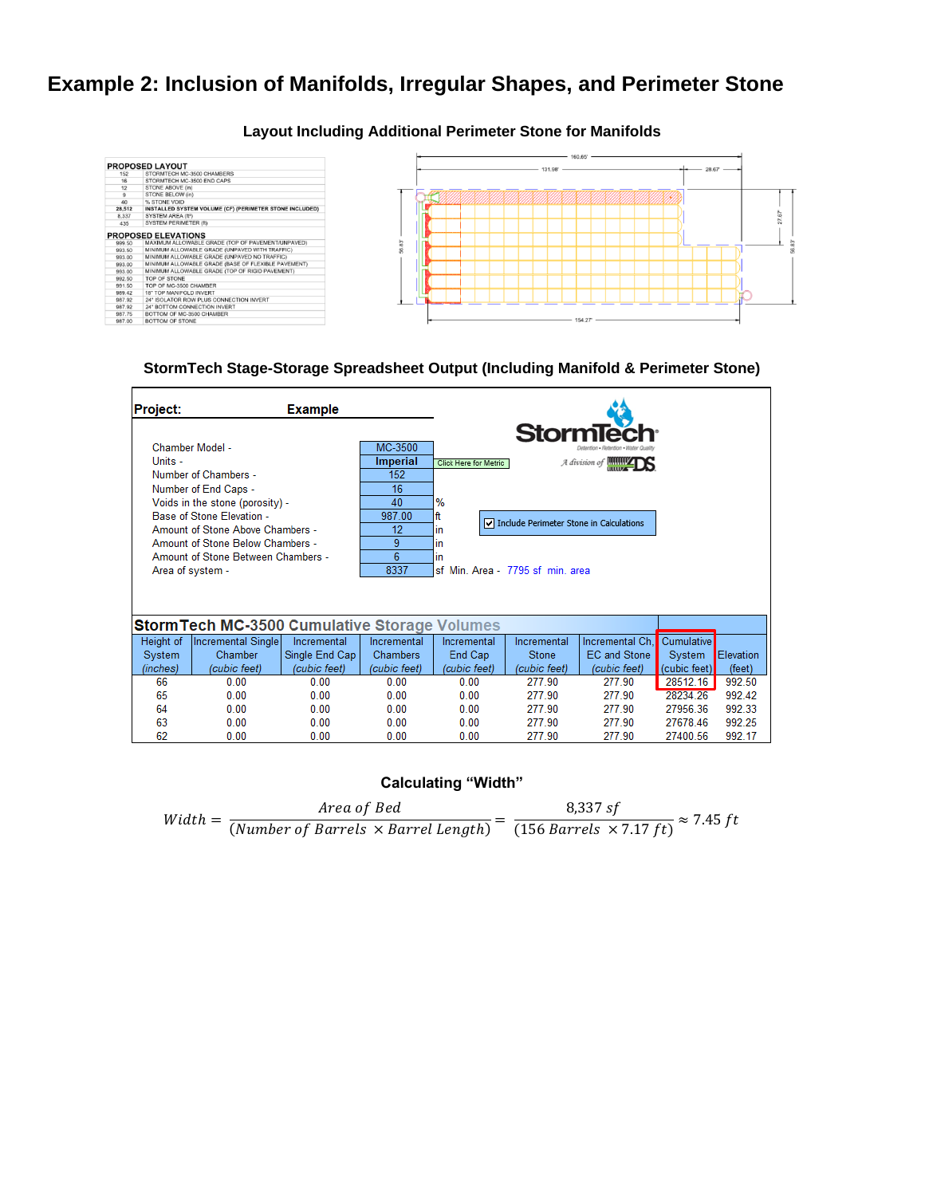# Example 2: Inclusion of Manifolds, Irregular Shapes, and Perimeter Stone

### Layout Including Additional Perimeter Stone for Manifolds

**PROPOSED LAYOUT**

| | |
|---|---|
| 152 | STORMTECH MC-3500 CHAMBERS |
| 16 | STORMTECH MC-3500 END CAPS |
| 12 | STONE ABOVE (in) |
| 9 | STONE BELOW (in) |
| 40 | % STONE VOID |
| 28,512 | INSTALLED SYSTEM VOLUME (CF) (PERIMETER STONE INCLUDED) |
| 8,337 | SYSTEM AREA (ft²) |
| 435 | SYSTEM PERIMETER (ft) |

**PROPOSED ELEVATIONS**

| | |
|---|---|
| 999.50 | MAXIMUM ALLOWABLE GRADE (TOP OF PAVEMENT/UNPAVED) |
| 993.50 | MINIMUM ALLOWABLE GRADE (UNPAVED WITH TRAFFIC) |
| 993.00 | MINIMUM ALLOWABLE GRADE (UNPAVED NO TRAFFIC) |
| 993.00 | MINIMUM ALLOWABLE GRADE (BASE OF FLEXIBLE PAVEMENT) |
| 993.00 | MINIMUM ALLOWABLE GRADE (TOP OF RIGID PAVEMENT) |
| 992.50 | TOP OF STONE |
| 991.50 | TOP OF MC-3500 CHAMBER |
| 989.42 | 18" TOP MANIFOLD INVERT |
| 987.92 | 24" ISOLATOR ROW PLUS CONNECTION INVERT |
| 987.92 | 24" BOTTOM CONNECTION INVERT |
| 987.75 | BOTTOM OF MC-3500 CHAMBER |
| 987.00 | BOTTOM OF STONE |

160.65'; 131.98'; 28.67'; 27.67'; 56.63'; 56.63'; 154.27'

### StormTech Stage-Storage Spreadsheet Output (Including Manifold & Perimeter Stone)

**Project:** **Example**

StormTech — Detention • Retention • Water Quality — A division of ADS

| | | |
|---|---|---|
| Chamber Model - | MC-3500 | |
| Units - | **Imperial** | Click Here for Metric |
| Number of Chambers - | 152 | |
| Number of End Caps - | 16 | |
| Voids in the stone (porosity) - | 40 | % |
| Base of Stone Elevation - | 987.00 | ft |
| Amount of Stone Above Chambers - | 12 | in |
| Amount of Stone Below Chambers - | 9 | in |
| Amount of Stone Between Chambers - | 6 | in |
| Area of system - | 8337 | sf Min. Area - 7795 sf min. area |

☑ Include Perimeter Stone in Calculations

**StormTech MC-3500 Cumulative Storage Volumes**

| Height of System *(inches)* | Incremental Single Chamber *(cubic feet)* | Incremental Single End Cap *(cubic feet)* | Incremental Chambers *(cubic feet)* | Incremental End Cap *(cubic feet)* | Incremental Stone *(cubic feet)* | Incremental Ch, EC and Stone *(cubic feet)* | Cumulative System *(cubic feet)* | Elevation *(feet)* |
|---|---|---|---|---|---|---|---|---|
| 66 | 0.00 | 0.00 | 0.00 | 0.00 | 277.90 | 277.90 | 28512.16 | 992.50 |
| 65 | 0.00 | 0.00 | 0.00 | 0.00 | 277.90 | 277.90 | 28234.26 | 992.42 |
| 64 | 0.00 | 0.00 | 0.00 | 0.00 | 277.90 | 277.90 | 27956.36 | 992.33 |
| 63 | 0.00 | 0.00 | 0.00 | 0.00 | 277.90 | 277.90 | 27678.46 | 992.25 |
| 62 | 0.00 | 0.00 | 0.00 | 0.00 | 277.90 | 277.90 | 27400.56 | 992.17 |

### Calculating "Width"

$$Width = \frac{Area\ of\ Bed}{(Number\ of\ Barrels\ \times Barrel\ Length)} = \frac{8{,}337\ sf}{(156\ Barrels\ \times 7.17\ ft)} \approx 7.45\ ft$$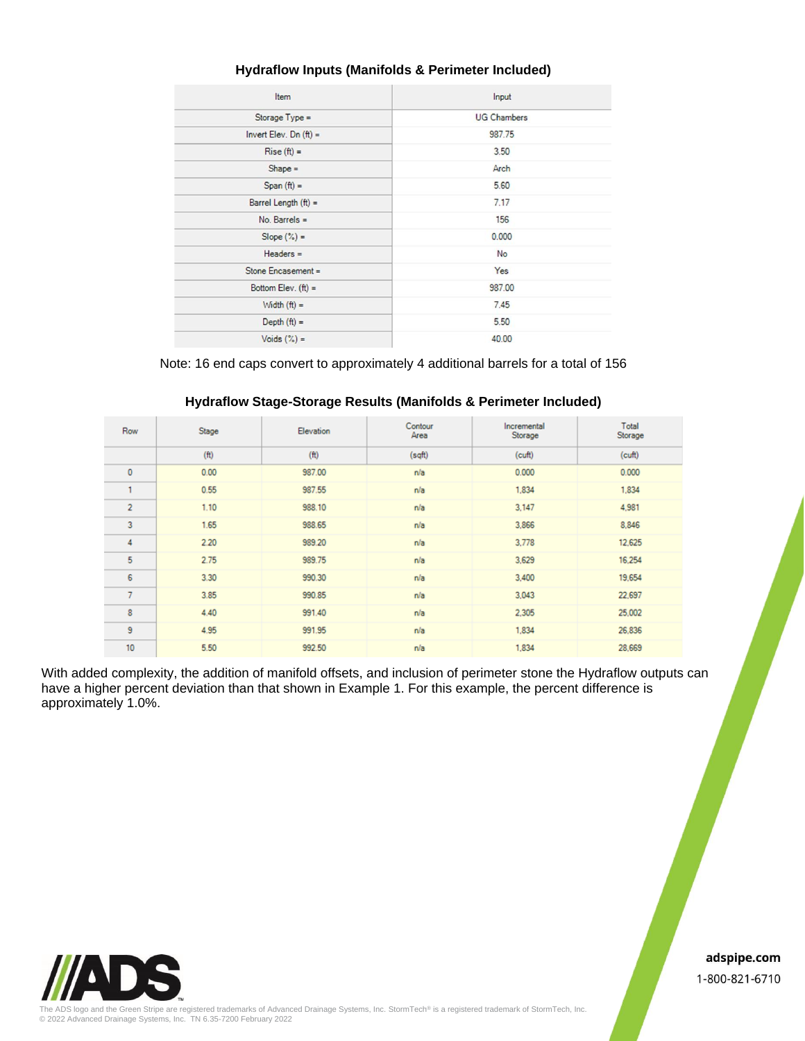**Hydraflow Inputs (Manifolds & Perimeter Included)**

| Item | Input |
|---|---|
| Storage Type = | UG Chambers |
| Invert Elev. Dn (ft) = | 987.75 |
| Rise (ft) = | 3.50 |
| Shape = | Arch |
| Span (ft) = | 5.60 |
| Barrel Length (ft) = | 7.17 |
| No. Barrels = | 156 |
| Slope (%) = | 0.000 |
| Headers = | No |
| Stone Encasement = | Yes |
| Bottom Elev. (ft) = | 987.00 |
| Width (ft) = | 7.45 |
| Depth (ft) = | 5.50 |
| Voids (%) = | 40.00 |

Note: 16 end caps convert to approximately 4 additional barrels for a total of 156

**Hydraflow Stage-Storage Results (Manifolds & Perimeter Included)**

| Row | Stage | Elevation | Contour Area | Incremental Storage | Total Storage |
|---|---|---|---|---|---|
| | (ft) | (ft) | (sqft) | (cuft) | (cuft) |
| 0 | 0.00 | 987.00 | n/a | 0.000 | 0.000 |
| 1 | 0.55 | 987.55 | n/a | 1,834 | 1,834 |
| 2 | 1.10 | 988.10 | n/a | 3,147 | 4,981 |
| 3 | 1.65 | 988.65 | n/a | 3,866 | 8,846 |
| 4 | 2.20 | 989.20 | n/a | 3,778 | 12,625 |
| 5 | 2.75 | 989.75 | n/a | 3,629 | 16,254 |
| 6 | 3.30 | 990.30 | n/a | 3,400 | 19,654 |
| 7 | 3.85 | 990.85 | n/a | 3,043 | 22,697 |
| 8 | 4.40 | 991.40 | n/a | 2,305 | 25,002 |
| 9 | 4.95 | 991.95 | n/a | 1,834 | 26,836 |
| 10 | 5.50 | 992.50 | n/a | 1,834 | 28,669 |

With added complexity, the addition of manifold offsets, and inclusion of perimeter stone the Hydraflow outputs can have a higher percent deviation than that shown in Example 1. For this example, the percent difference is approximately 1.0%.

adspipe.com
1-800-821-6710

The ADS logo and the Green Stripe are registered trademarks of Advanced Drainage Systems, Inc. StormTech® is a registered trademark of StormTech, Inc.
© 2022 Advanced Drainage Systems, Inc. TN 6.35-7200 February 2022